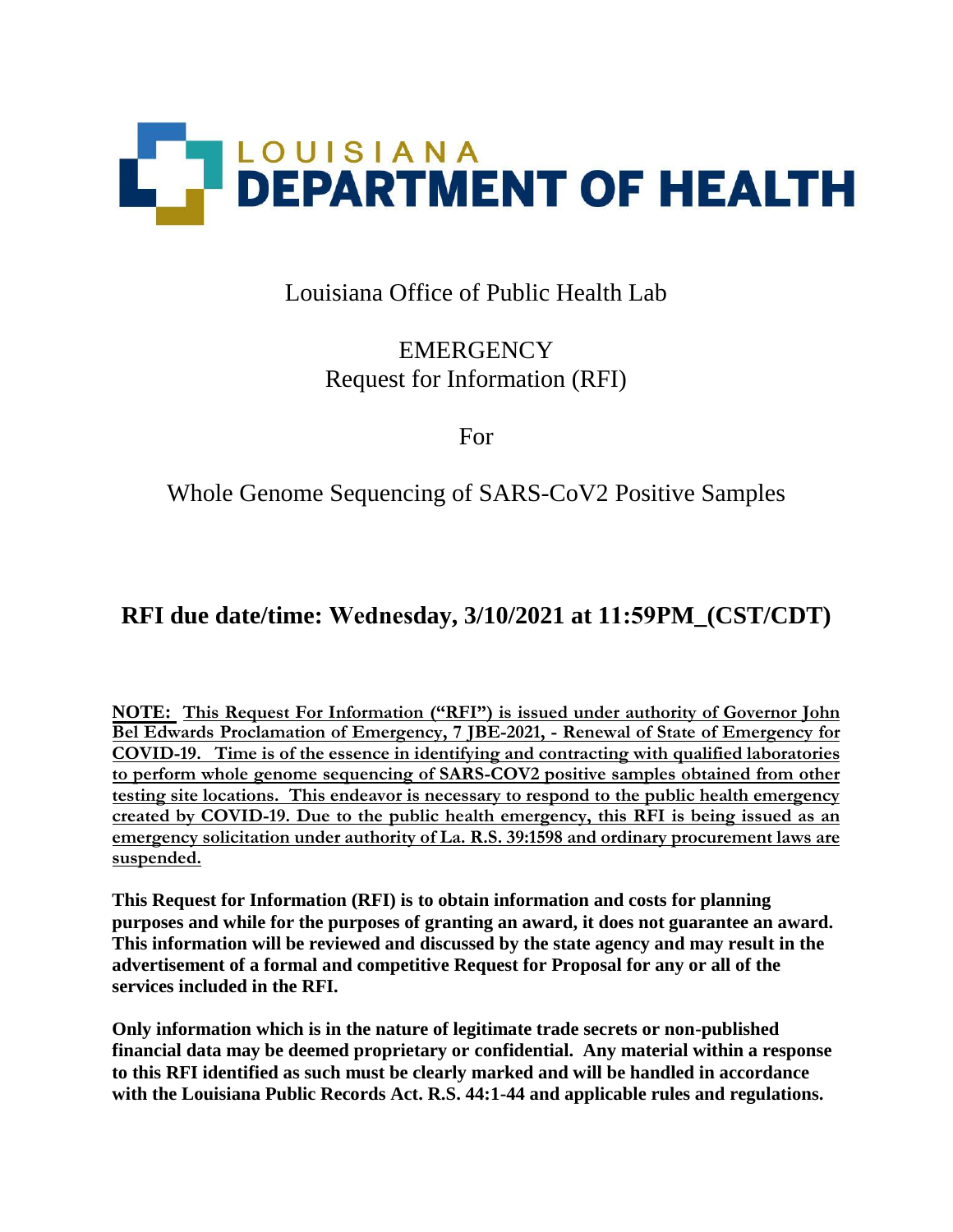# LOUISIANA DEPARTMENT OF HEALTH

Louisiana Office of Public Health Lab

EMERGENCY
Request for Information (RFI)

For

Whole Genome Sequencing of SARS-CoV2 Positive Samples

## RFI due date/time: Wednesday, 3/10/2021 at 11:59PM_(CST/CDT)

**NOTE: This Request For Information ("RFI") is issued under authority of Governor John Bel Edwards Proclamation of Emergency, 7 JBE-2021, - Renewal of State of Emergency for COVID-19. Time is of the essence in identifying and contracting with qualified laboratories to perform whole genome sequencing of SARS-COV2 positive samples obtained from other testing site locations. This endeavor is necessary to respond to the public health emergency created by COVID-19. Due to the public health emergency, this RFI is being issued as an emergency solicitation under authority of La. R.S. 39:1598 and ordinary procurement laws are suspended.**

**This Request for Information (RFI) is to obtain information and costs for planning purposes and while for the purposes of granting an award, it does not guarantee an award. This information will be reviewed and discussed by the state agency and may result in the advertisement of a formal and competitive Request for Proposal for any or all of the services included in the RFI.**

**Only information which is in the nature of legitimate trade secrets or non-published financial data may be deemed proprietary or confidential. Any material within a response to this RFI identified as such must be clearly marked and will be handled in accordance with the Louisiana Public Records Act. R.S. 44:1-44 and applicable rules and regulations.**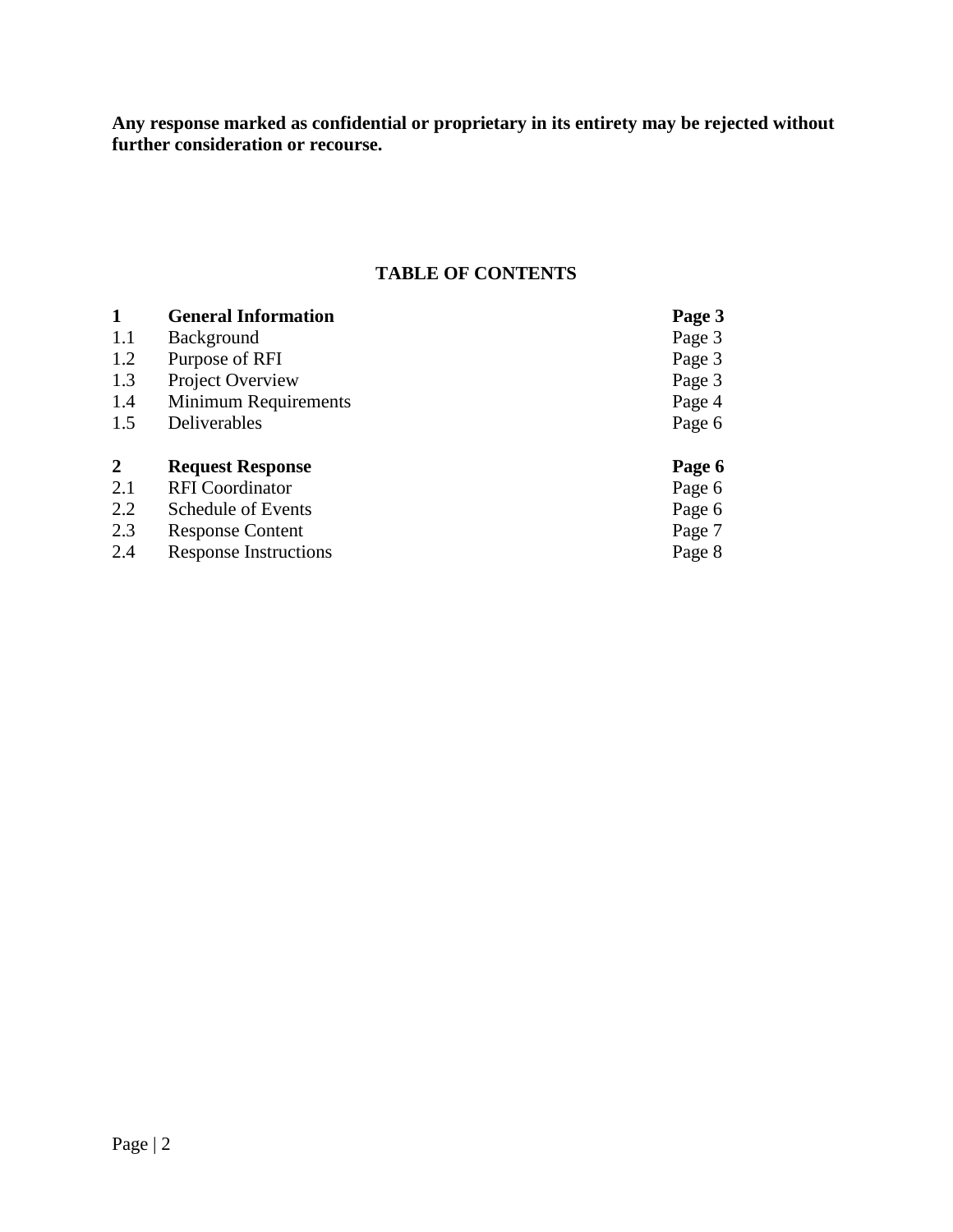**Any response marked as confidential or proprietary in its entirety may be rejected without further consideration or recourse.**

## TABLE OF CONTENTS

| | | |
|---|---|---|
| **1** | **General Information** | **Page 3** |
| 1.1 | Background | Page 3 |
| 1.2 | Purpose of RFI | Page 3 |
| 1.3 | Project Overview | Page 3 |
| 1.4 | Minimum Requirements | Page 4 |
| 1.5 | Deliverables | Page 6 |
| **2** | **Request Response** | **Page 6** |
| 2.1 | RFI Coordinator | Page 6 |
| 2.2 | Schedule of Events | Page 6 |
| 2.3 | Response Content | Page 7 |
| 2.4 | Response Instructions | Page 8 |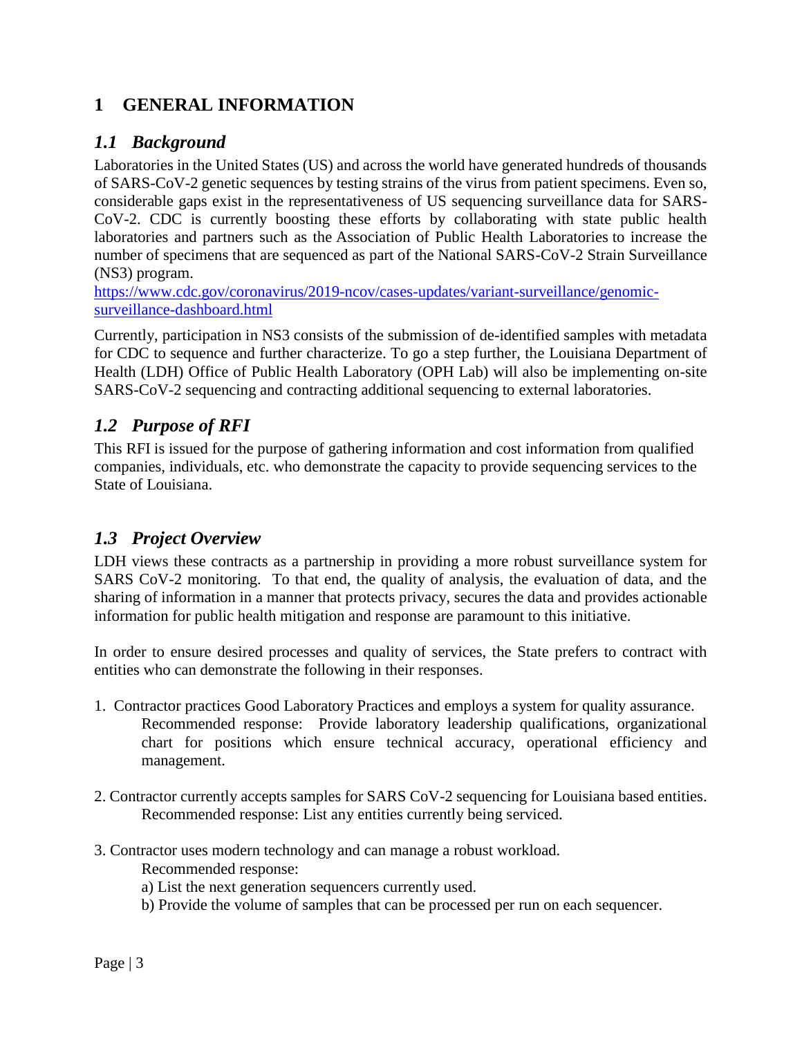# 1 GENERAL INFORMATION

## *1.1 Background*

Laboratories in the United States (US) and across the world have generated hundreds of thousands of SARS-CoV-2 genetic sequences by testing strains of the virus from patient specimens. Even so, considerable gaps exist in the representativeness of US sequencing surveillance data for SARS-CoV-2. CDC is currently boosting these efforts by collaborating with state public health laboratories and partners such as the Association of Public Health Laboratories to increase the number of specimens that are sequenced as part of the National SARS-CoV-2 Strain Surveillance (NS3) program.
[https://www.cdc.gov/coronavirus/2019-ncov/cases-updates/variant-surveillance/genomic-surveillance-dashboard.html](https://www.cdc.gov/coronavirus/2019-ncov/cases-updates/variant-surveillance/genomic-surveillance-dashboard.html)

Currently, participation in NS3 consists of the submission of de-identified samples with metadata for CDC to sequence and further characterize. To go a step further, the Louisiana Department of Health (LDH) Office of Public Health Laboratory (OPH Lab) will also be implementing on-site SARS-CoV-2 sequencing and contracting additional sequencing to external laboratories.

## *1.2 Purpose of RFI*

This RFI is issued for the purpose of gathering information and cost information from qualified companies, individuals, etc. who demonstrate the capacity to provide sequencing services to the State of Louisiana.

## *1.3 Project Overview*

LDH views these contracts as a partnership in providing a more robust surveillance system for SARS CoV-2 monitoring. To that end, the quality of analysis, the evaluation of data, and the sharing of information in a manner that protects privacy, secures the data and provides actionable information for public health mitigation and response are paramount to this initiative.

In order to ensure desired processes and quality of services, the State prefers to contract with entities who can demonstrate the following in their responses.

1. Contractor practices Good Laboratory Practices and employs a system for quality assurance.
   Recommended response: Provide laboratory leadership qualifications, organizational chart for positions which ensure technical accuracy, operational efficiency and management.

2. Contractor currently accepts samples for SARS CoV-2 sequencing for Louisiana based entities.
   Recommended response: List any entities currently being serviced.

3. Contractor uses modern technology and can manage a robust workload.
   Recommended response:
   a) List the next generation sequencers currently used.
   b) Provide the volume of samples that can be processed per run on each sequencer.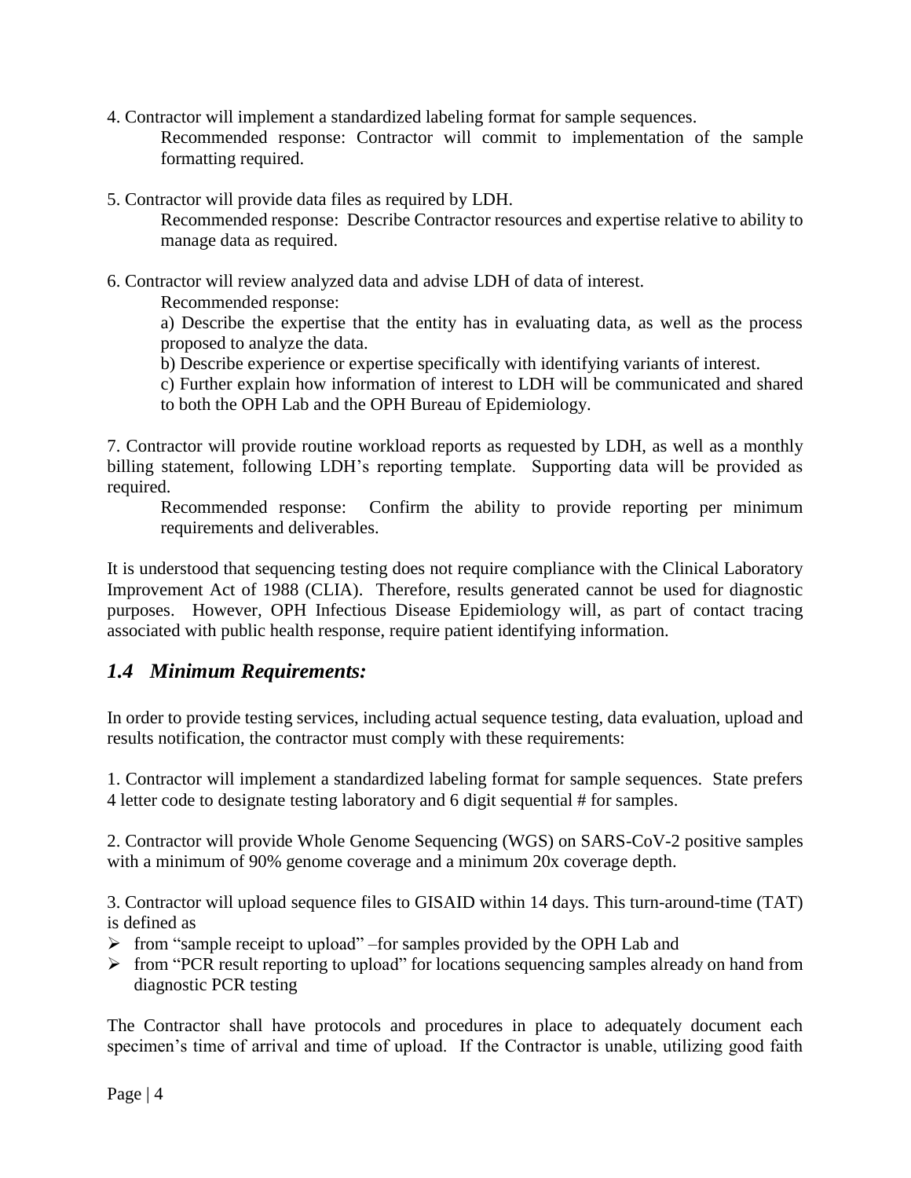4. Contractor will implement a standardized labeling format for sample sequences.

   Recommended response: Contractor will commit to implementation of the sample formatting required.

5. Contractor will provide data files as required by LDH.

   Recommended response: Describe Contractor resources and expertise relative to ability to manage data as required.

6. Contractor will review analyzed data and advise LDH of data of interest.

   Recommended response:

   a) Describe the expertise that the entity has in evaluating data, as well as the process proposed to analyze the data.

   b) Describe experience or expertise specifically with identifying variants of interest.

   c) Further explain how information of interest to LDH will be communicated and shared to both the OPH Lab and the OPH Bureau of Epidemiology.

7. Contractor will provide routine workload reports as requested by LDH, as well as a monthly billing statement, following LDH's reporting template. Supporting data will be provided as required.

   Recommended response: Confirm the ability to provide reporting per minimum requirements and deliverables.

It is understood that sequencing testing does not require compliance with the Clinical Laboratory Improvement Act of 1988 (CLIA). Therefore, results generated cannot be used for diagnostic purposes. However, OPH Infectious Disease Epidemiology will, as part of contact tracing associated with public health response, require patient identifying information.

## *1.4 Minimum Requirements:*

In order to provide testing services, including actual sequence testing, data evaluation, upload and results notification, the contractor must comply with these requirements:

1. Contractor will implement a standardized labeling format for sample sequences. State prefers 4 letter code to designate testing laboratory and 6 digit sequential # for samples.

2. Contractor will provide Whole Genome Sequencing (WGS) on SARS-CoV-2 positive samples with a minimum of 90% genome coverage and a minimum 20x coverage depth.

3. Contractor will upload sequence files to GISAID within 14 days. This turn-around-time (TAT) is defined as

- from "sample receipt to upload" –for samples provided by the OPH Lab and
- from "PCR result reporting to upload" for locations sequencing samples already on hand from diagnostic PCR testing

The Contractor shall have protocols and procedures in place to adequately document each specimen's time of arrival and time of upload. If the Contractor is unable, utilizing good faith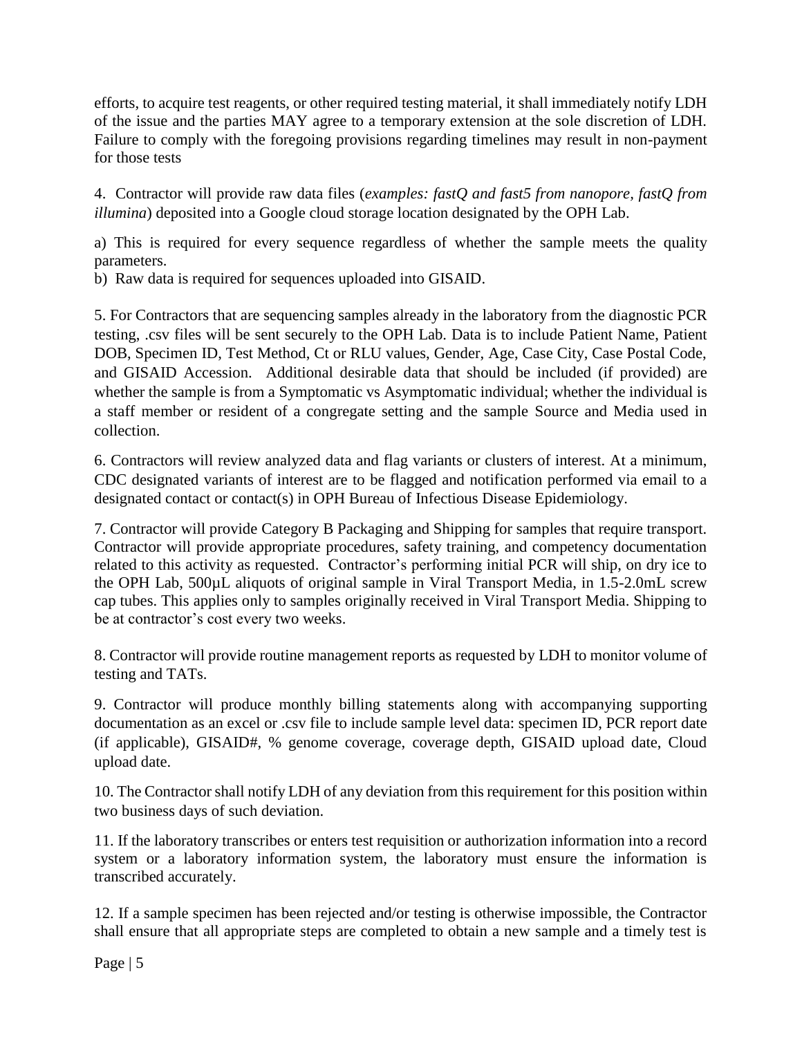efforts, to acquire test reagents, or other required testing material, it shall immediately notify LDH of the issue and the parties MAY agree to a temporary extension at the sole discretion of LDH. Failure to comply with the foregoing provisions regarding timelines may result in non-payment for those tests

4. Contractor will provide raw data files (*examples: fastQ and fast5 from nanopore, fastQ from illumina*) deposited into a Google cloud storage location designated by the OPH Lab.

a) This is required for every sequence regardless of whether the sample meets the quality parameters.
b) Raw data is required for sequences uploaded into GISAID.

5. For Contractors that are sequencing samples already in the laboratory from the diagnostic PCR testing, .csv files will be sent securely to the OPH Lab. Data is to include Patient Name, Patient DOB, Specimen ID, Test Method, Ct or RLU values, Gender, Age, Case City, Case Postal Code, and GISAID Accession. Additional desirable data that should be included (if provided) are whether the sample is from a Symptomatic vs Asymptomatic individual; whether the individual is a staff member or resident of a congregate setting and the sample Source and Media used in collection.

6. Contractors will review analyzed data and flag variants or clusters of interest. At a minimum, CDC designated variants of interest are to be flagged and notification performed via email to a designated contact or contact(s) in OPH Bureau of Infectious Disease Epidemiology.

7. Contractor will provide Category B Packaging and Shipping for samples that require transport. Contractor will provide appropriate procedures, safety training, and competency documentation related to this activity as requested. Contractor's performing initial PCR will ship, on dry ice to the OPH Lab, 500µL aliquots of original sample in Viral Transport Media, in 1.5-2.0mL screw cap tubes. This applies only to samples originally received in Viral Transport Media. Shipping to be at contractor's cost every two weeks.

8. Contractor will provide routine management reports as requested by LDH to monitor volume of testing and TATs.

9. Contractor will produce monthly billing statements along with accompanying supporting documentation as an excel or .csv file to include sample level data: specimen ID, PCR report date (if applicable), GISAID#, % genome coverage, coverage depth, GISAID upload date, Cloud upload date.

10. The Contractor shall notify LDH of any deviation from this requirement for this position within two business days of such deviation.

11. If the laboratory transcribes or enters test requisition or authorization information into a record system or a laboratory information system, the laboratory must ensure the information is transcribed accurately.

12. If a sample specimen has been rejected and/or testing is otherwise impossible, the Contractor shall ensure that all appropriate steps are completed to obtain a new sample and a timely test is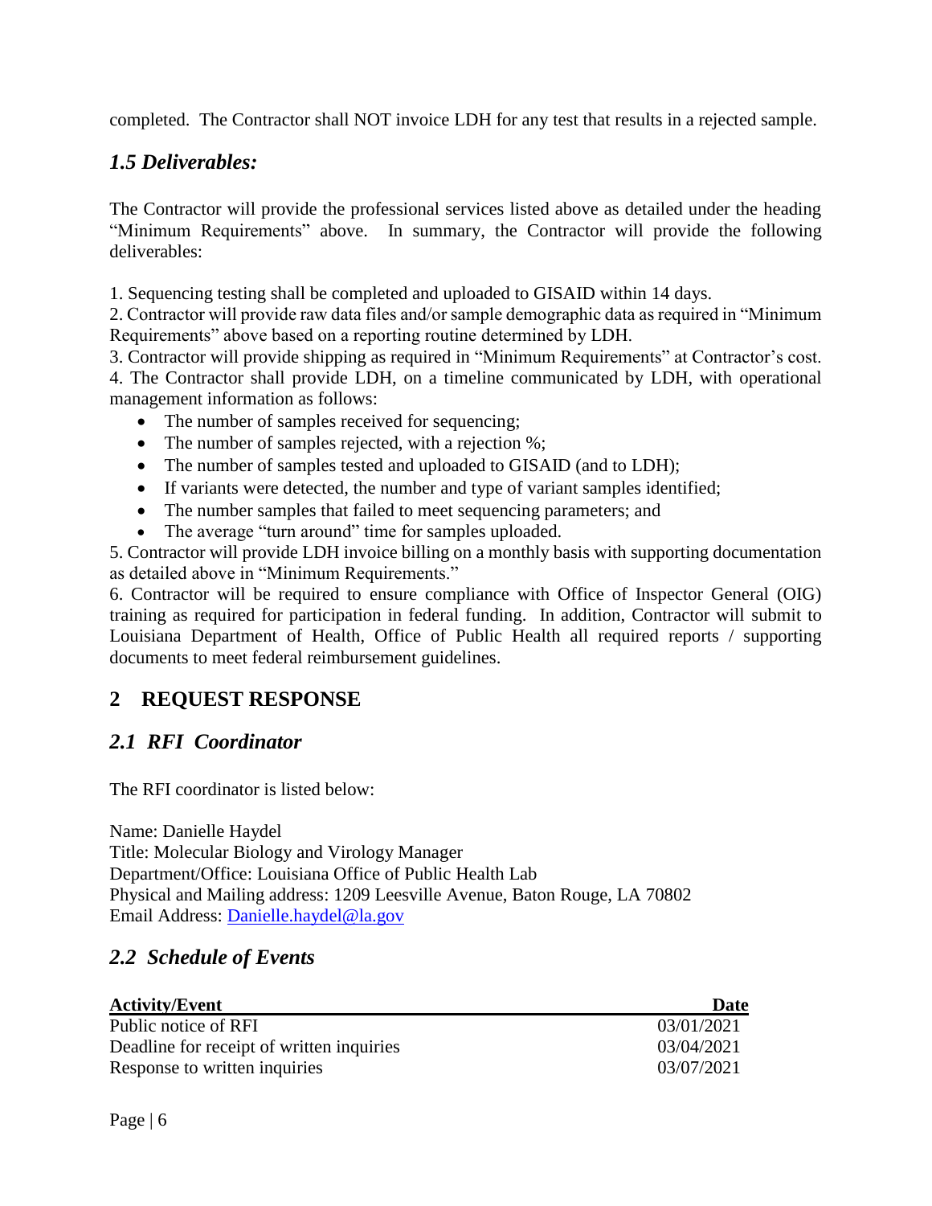completed. The Contractor shall NOT invoice LDH for any test that results in a rejected sample.

### *1.5 Deliverables:*

The Contractor will provide the professional services listed above as detailed under the heading "Minimum Requirements" above. In summary, the Contractor will provide the following deliverables:

1. Sequencing testing shall be completed and uploaded to GISAID within 14 days.
2. Contractor will provide raw data files and/or sample demographic data as required in "Minimum Requirements" above based on a reporting routine determined by LDH.
3. Contractor will provide shipping as required in "Minimum Requirements" at Contractor's cost.
4. The Contractor shall provide LDH, on a timeline communicated by LDH, with operational management information as follows:
   - The number of samples received for sequencing;
   - The number of samples rejected, with a rejection %;
   - The number of samples tested and uploaded to GISAID (and to LDH);
   - If variants were detected, the number and type of variant samples identified;
   - The number samples that failed to meet sequencing parameters; and
   - The average "turn around" time for samples uploaded.
5. Contractor will provide LDH invoice billing on a monthly basis with supporting documentation as detailed above in "Minimum Requirements."
6. Contractor will be required to ensure compliance with Office of Inspector General (OIG) training as required for participation in federal funding. In addition, Contractor will submit to Louisiana Department of Health, Office of Public Health all required reports / supporting documents to meet federal reimbursement guidelines.

## 2 REQUEST RESPONSE

### *2.1 RFI Coordinator*

The RFI coordinator is listed below:

Name: Danielle Haydel
Title: Molecular Biology and Virology Manager
Department/Office: Louisiana Office of Public Health Lab
Physical and Mailing address: 1209 Leesville Avenue, Baton Rouge, LA 70802
Email Address: [Danielle.haydel@la.gov](mailto:Danielle.haydel@la.gov)

### *2.2 Schedule of Events*

| Activity/Event | Date |
| --- | --- |
| Public notice of RFI | 03/01/2021 |
| Deadline for receipt of written inquiries | 03/04/2021 |
| Response to written inquiries | 03/07/2021 |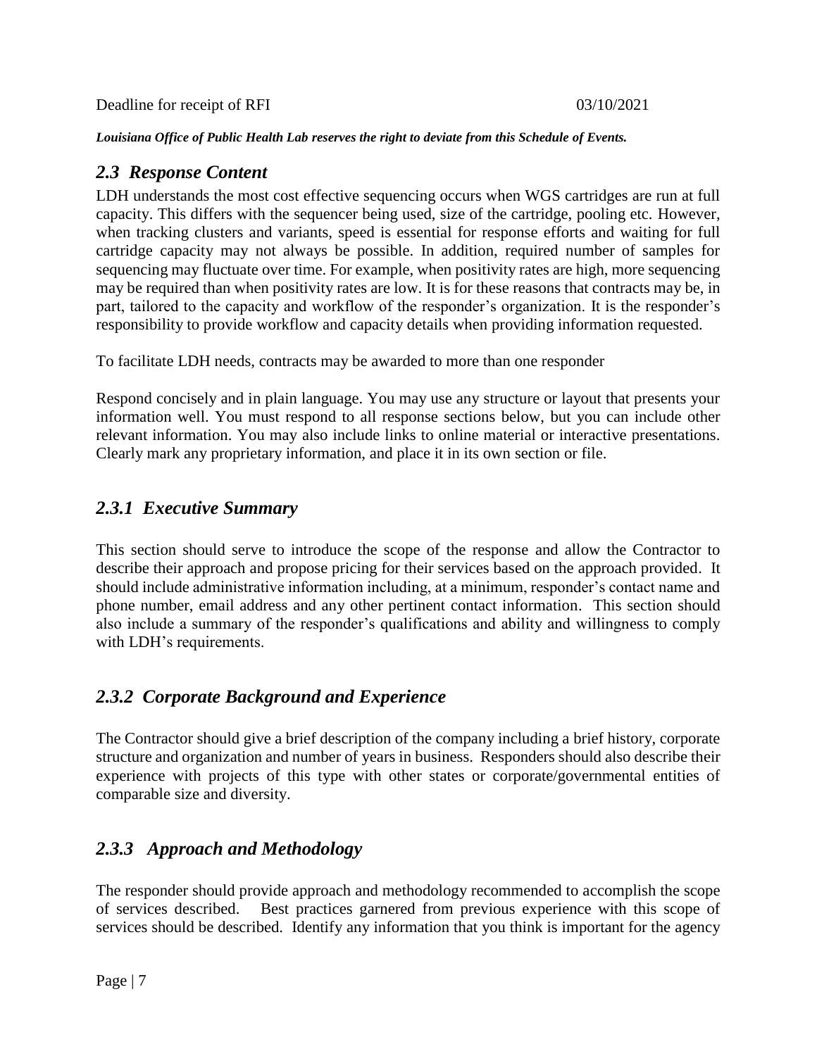Deadline for receipt of RFI 03/10/2021

***Louisiana Office of Public Health Lab reserves the right to deviate from this Schedule of Events.***

## *2.3 Response Content*

LDH understands the most cost effective sequencing occurs when WGS cartridges are run at full capacity. This differs with the sequencer being used, size of the cartridge, pooling etc. However, when tracking clusters and variants, speed is essential for response efforts and waiting for full cartridge capacity may not always be possible. In addition, required number of samples for sequencing may fluctuate over time. For example, when positivity rates are high, more sequencing may be required than when positivity rates are low. It is for these reasons that contracts may be, in part, tailored to the capacity and workflow of the responder's organization. It is the responder's responsibility to provide workflow and capacity details when providing information requested.

To facilitate LDH needs, contracts may be awarded to more than one responder

Respond concisely and in plain language. You may use any structure or layout that presents your information well. You must respond to all response sections below, but you can include other relevant information. You may also include links to online material or interactive presentations. Clearly mark any proprietary information, and place it in its own section or file.

### *2.3.1 Executive Summary*

This section should serve to introduce the scope of the response and allow the Contractor to describe their approach and propose pricing for their services based on the approach provided. It should include administrative information including, at a minimum, responder's contact name and phone number, email address and any other pertinent contact information. This section should also include a summary of the responder's qualifications and ability and willingness to comply with LDH's requirements.

### *2.3.2 Corporate Background and Experience*

The Contractor should give a brief description of the company including a brief history, corporate structure and organization and number of years in business. Responders should also describe their experience with projects of this type with other states or corporate/governmental entities of comparable size and diversity.

### *2.3.3 Approach and Methodology*

The responder should provide approach and methodology recommended to accomplish the scope of services described. Best practices garnered from previous experience with this scope of services should be described. Identify any information that you think is important for the agency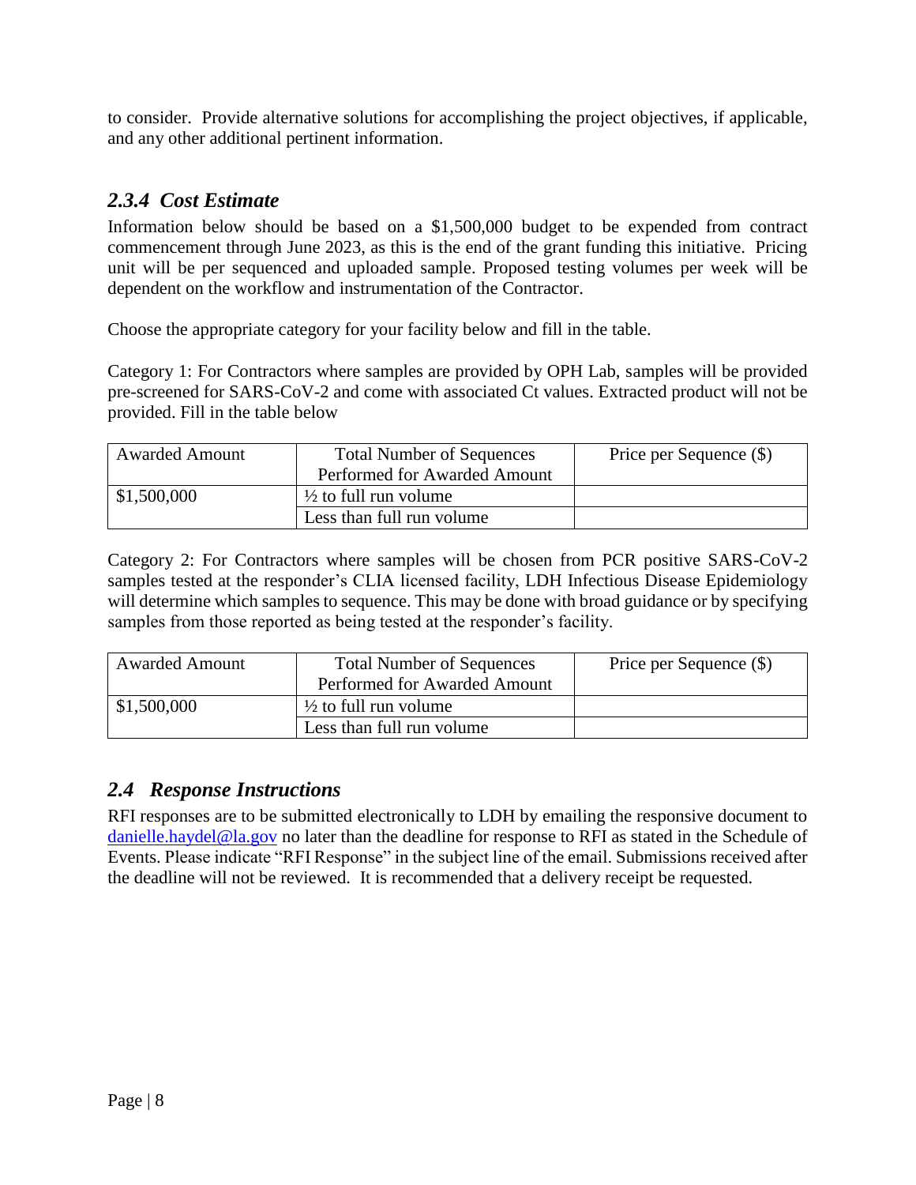to consider. Provide alternative solutions for accomplishing the project objectives, if applicable, and any other additional pertinent information.

### *2.3.4 Cost Estimate*

Information below should be based on a $1,500,000 budget to be expended from contract commencement through June 2023, as this is the end of the grant funding this initiative. Pricing unit will be per sequenced and uploaded sample. Proposed testing volumes per week will be dependent on the workflow and instrumentation of the Contractor.

Choose the appropriate category for your facility below and fill in the table.

Category 1: For Contractors where samples are provided by OPH Lab, samples will be provided pre-screened for SARS-CoV-2 and come with associated Ct values. Extracted product will not be provided. Fill in the table below

| Awarded Amount | Total Number of Sequences Performed for Awarded Amount | Price per Sequence ($) |
|---|---|---|
| $1,500,000 | ½ to full run volume | |
| | Less than full run volume | |

Category 2: For Contractors where samples will be chosen from PCR positive SARS-CoV-2 samples tested at the responder's CLIA licensed facility, LDH Infectious Disease Epidemiology will determine which samples to sequence. This may be done with broad guidance or by specifying samples from those reported as being tested at the responder's facility.

| Awarded Amount | Total Number of Sequences Performed for Awarded Amount | Price per Sequence ($) |
|---|---|---|
| $1,500,000 | ½ to full run volume | |
| | Less than full run volume | |

## *2.4 Response Instructions*

RFI responses are to be submitted electronically to LDH by emailing the responsive document to danielle.haydel@la.gov no later than the deadline for response to RFI as stated in the Schedule of Events. Please indicate "RFI Response" in the subject line of the email. Submissions received after the deadline will not be reviewed. It is recommended that a delivery receipt be requested.